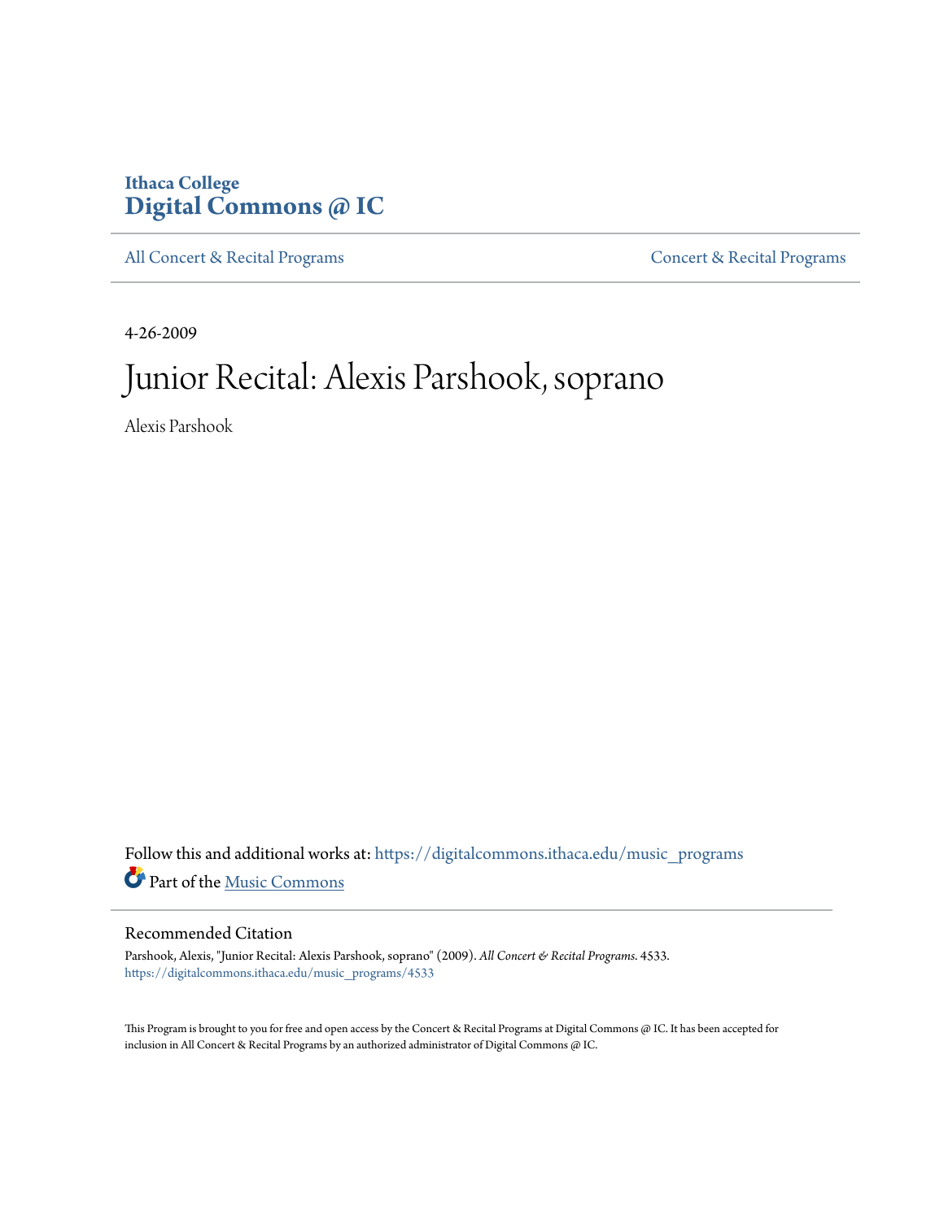Ithaca College
# Digital Commons @ IC

All Concert & Recital Programs | Concert & Recital Programs

4-26-2009

# Junior Recital: Alexis Parshook, soprano

Alexis Parshook

Follow this and additional works at: https://digitalcommons.ithaca.edu/music_programs

Part of the Music Commons

## Recommended Citation

Parshook, Alexis, "Junior Recital: Alexis Parshook, soprano" (2009). *All Concert & Recital Programs*. 4533.
https://digitalcommons.ithaca.edu/music_programs/4533

This Program is brought to you for free and open access by the Concert & Recital Programs at Digital Commons @ IC. It has been accepted for inclusion in All Concert & Recital Programs by an authorized administrator of Digital Commons @ IC.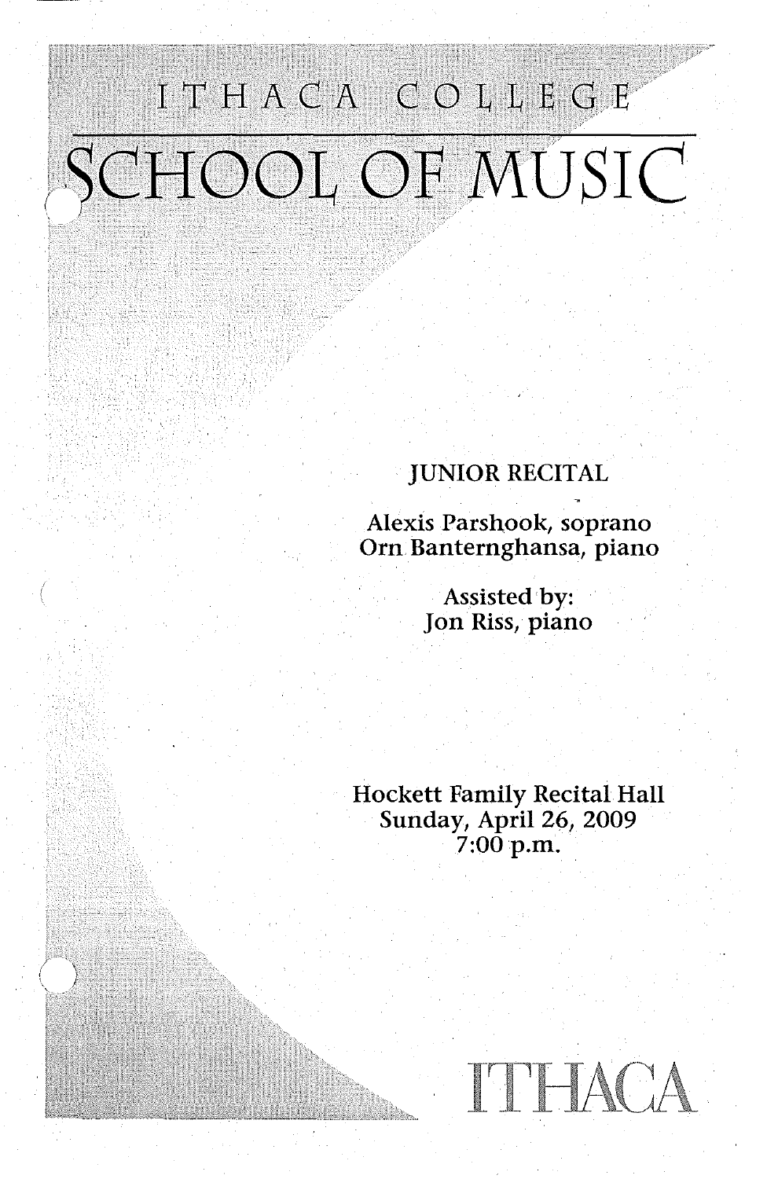# ITHACA COLLEGE

# SCHOOL OF MUSIC

JUNIOR RECITAL

Alexis Parshook, soprano
Orn Banternghansa, piano

Assisted by:
Jon Riss, piano

Hockett Family Recital Hall
Sunday, April 26, 2009
7:00 p.m.

ITHACA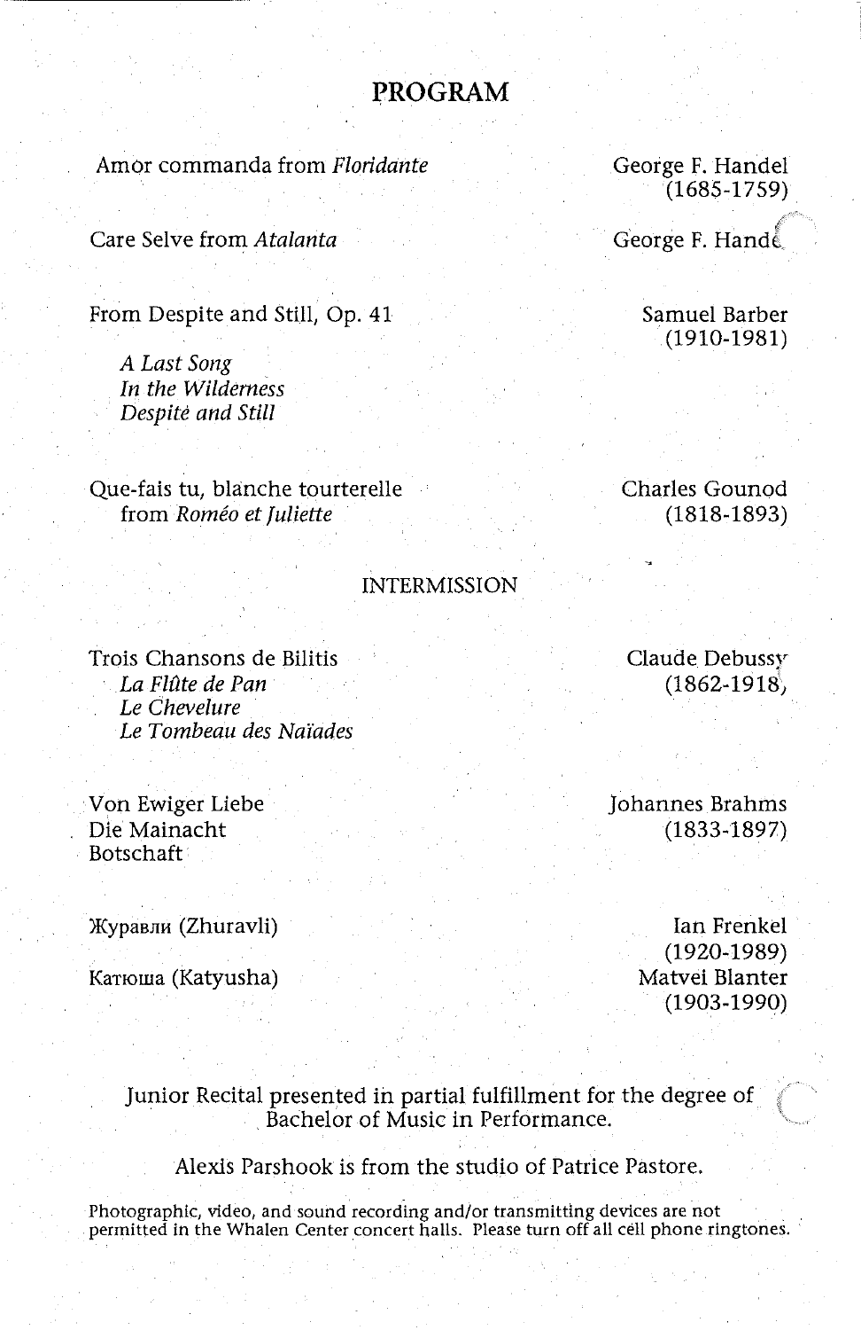# PROGRAM

| | |
|---|---|
| Amor commanda from *Floridante* | George F. Handel (1685-1759) |
| Care Selve from *Atalanta* | George F. Handel |
| From Despite and Still, Op. 41<br>*A Last Song*<br>*In the Wilderness*<br>*Despite and Still* | Samuel Barber (1910-1981) |
| Que-fais tu, blanche tourterelle from *Roméo et Juliette* | Charles Gounod (1818-1893) |

INTERMISSION

| | |
|---|---|
| Trois Chansons de Bilitis<br>*La Flûte de Pan*<br>*Le Chevelure*<br>*Le Tombeau des Naïades* | Claude Debussy (1862-1918) |
| Von Ewiger Liebe<br>Die Mainacht<br>Botschaft | Johannes Brahms (1833-1897) |
| Журавли (Zhuravli) | Ian Frenkel (1920-1989) |
| Катюша (Katyusha) | Matvei Blanter (1903-1990) |

Junior Recital presented in partial fulfillment for the degree of Bachelor of Music in Performance.

Alexis Parshook is from the studio of Patrice Pastore.

Photographic, video, and sound recording and/or transmitting devices are not permitted in the Whalen Center concert halls. Please turn off all cell phone ringtones.